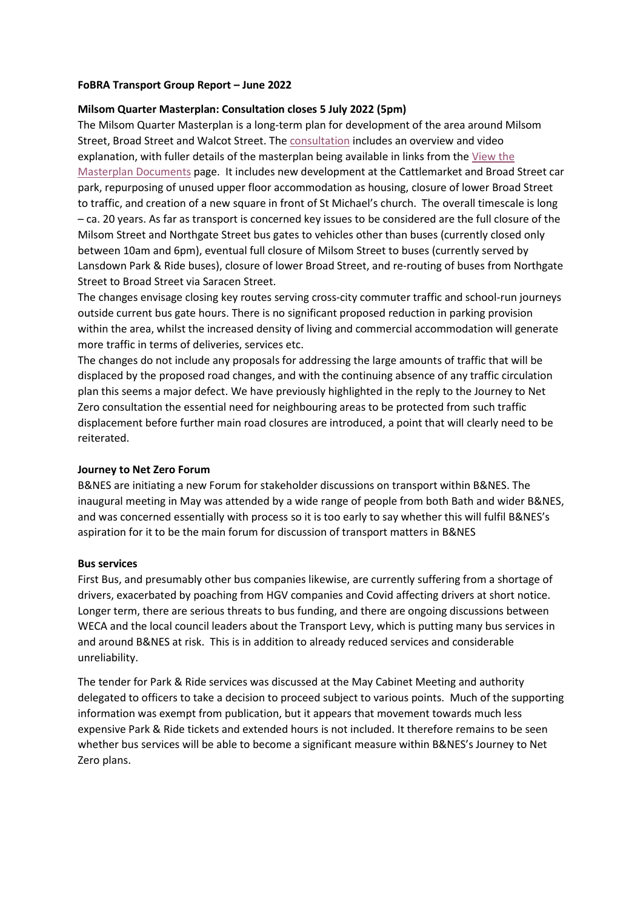**FoBRA Transport Group Report – June 2022**

**Milsom Quarter Masterplan: Consultation closes 5 July 2022 (5pm)**

The Milsom Quarter Masterplan is a long-term plan for development of the area around Milsom Street, Broad Street and Walcot Street. The consultation includes an overview and video explanation, with fuller details of the masterplan being available in links from the View the Masterplan Documents page. It includes new development at the Cattlemarket and Broad Street car park, repurposing of unused upper floor accommodation as housing, closure of lower Broad Street to traffic, and creation of a new square in front of St Michael's church. The overall timescale is long – ca. 20 years. As far as transport is concerned key issues to be considered are the full closure of the Milsom Street and Northgate Street bus gates to vehicles other than buses (currently closed only between 10am and 6pm), eventual full closure of Milsom Street to buses (currently served by Lansdown Park & Ride buses), closure of lower Broad Street, and re-routing of buses from Northgate Street to Broad Street via Saracen Street.

The changes envisage closing key routes serving cross-city commuter traffic and school-run journeys outside current bus gate hours. There is no significant proposed reduction in parking provision within the area, whilst the increased density of living and commercial accommodation will generate more traffic in terms of deliveries, services etc.

The changes do not include any proposals for addressing the large amounts of traffic that will be displaced by the proposed road changes, and with the continuing absence of any traffic circulation plan this seems a major defect. We have previously highlighted in the reply to the Journey to Net Zero consultation the essential need for neighbouring areas to be protected from such traffic displacement before further main road closures are introduced, a point that will clearly need to be reiterated.

**Journey to Net Zero Forum**

B&NES are initiating a new Forum for stakeholder discussions on transport within B&NES. The inaugural meeting in May was attended by a wide range of people from both Bath and wider B&NES, and was concerned essentially with process so it is too early to say whether this will fulfil B&NES's aspiration for it to be the main forum for discussion of transport matters in B&NES

**Bus services**

First Bus, and presumably other bus companies likewise, are currently suffering from a shortage of drivers, exacerbated by poaching from HGV companies and Covid affecting drivers at short notice. Longer term, there are serious threats to bus funding, and there are ongoing discussions between WECA and the local council leaders about the Transport Levy, which is putting many bus services in and around B&NES at risk. This is in addition to already reduced services and considerable unreliability.

The tender for Park & Ride services was discussed at the May Cabinet Meeting and authority delegated to officers to take a decision to proceed subject to various points. Much of the supporting information was exempt from publication, but it appears that movement towards much less expensive Park & Ride tickets and extended hours is not included. It therefore remains to be seen whether bus services will be able to become a significant measure within B&NES's Journey to Net Zero plans.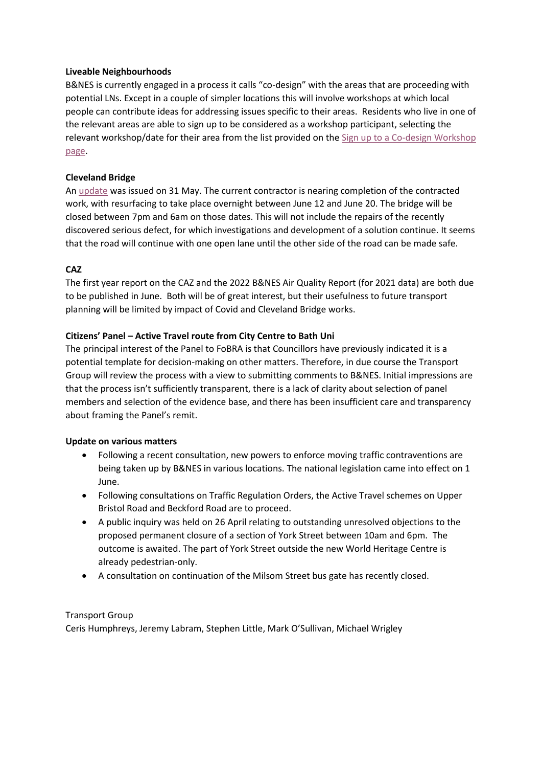**Liveable Neighbourhoods**

B&NES is currently engaged in a process it calls "co-design" with the areas that are proceeding with potential LNs. Except in a couple of simpler locations this will involve workshops at which local people can contribute ideas for addressing issues specific to their areas. Residents who live in one of the relevant areas are able to sign up to be considered as a workshop participant, selecting the relevant workshop/date for their area from the list provided on the Sign up to a Co-design Workshop page.

**Cleveland Bridge**

An update was issued on 31 May. The current contractor is nearing completion of the contracted work, with resurfacing to take place overnight between June 12 and June 20. The bridge will be closed between 7pm and 6am on those dates. This will not include the repairs of the recently discovered serious defect, for which investigations and development of a solution continue. It seems that the road will continue with one open lane until the other side of the road can be made safe.

**CAZ**

The first year report on the CAZ and the 2022 B&NES Air Quality Report (for 2021 data) are both due to be published in June. Both will be of great interest, but their usefulness to future transport planning will be limited by impact of Covid and Cleveland Bridge works.

**Citizens' Panel – Active Travel route from City Centre to Bath Uni**

The principal interest of the Panel to FoBRA is that Councillors have previously indicated it is a potential template for decision-making on other matters. Therefore, in due course the Transport Group will review the process with a view to submitting comments to B&NES. Initial impressions are that the process isn't sufficiently transparent, there is a lack of clarity about selection of panel members and selection of the evidence base, and there has been insufficient care and transparency about framing the Panel's remit.

**Update on various matters**

- Following a recent consultation, new powers to enforce moving traffic contraventions are being taken up by B&NES in various locations. The national legislation came into effect on 1 June.
- Following consultations on Traffic Regulation Orders, the Active Travel schemes on Upper Bristol Road and Beckford Road are to proceed.
- A public inquiry was held on 26 April relating to outstanding unresolved objections to the proposed permanent closure of a section of York Street between 10am and 6pm. The outcome is awaited. The part of York Street outside the new World Heritage Centre is already pedestrian-only.
- A consultation on continuation of the Milsom Street bus gate has recently closed.

Transport Group

Ceris Humphreys, Jeremy Labram, Stephen Little, Mark O'Sullivan, Michael Wrigley